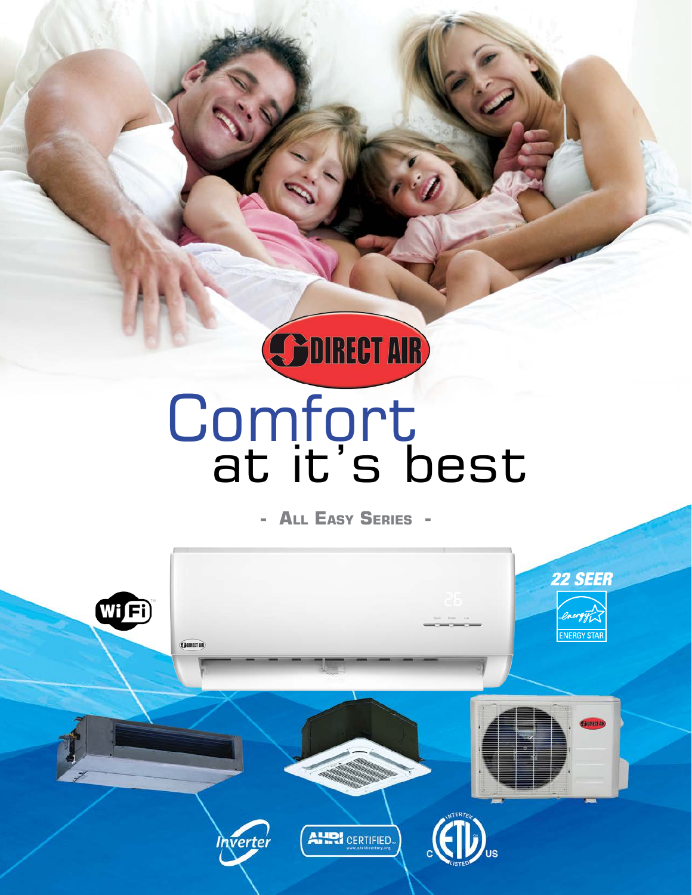# DIRECT AIR

# Comfort at it's best

**- ALL EASY SERIES -**

22 SEER

ENERGY STAR

Wi-Fi

Inverter

AHRI CERTIFIED

ETL LISTED C US INTERTEK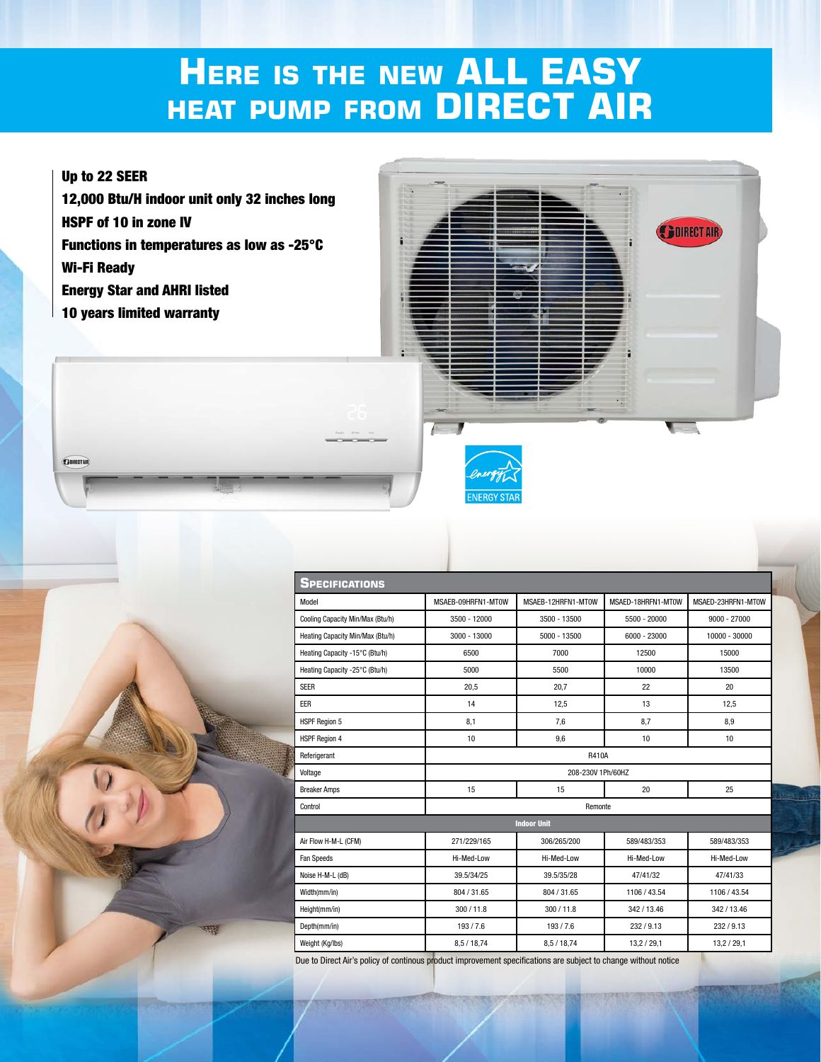# Here is the new ALL EASY heat pump from DIRECT AIR

- **Up to 22 SEER**
- **12,000 Btu/H indoor unit only 32 inches long**
- **HSPF of 10 in zone IV**
- **Functions in temperatures as low as -25°C**
- **Wi-Fi Ready**
- **Energy Star and AHRI listed**
- **10 years limited warranty**

## Specifications

| Model | MSAEB-09HRFN1-MTOW | MSAEB-12HRFN1-MTOW | MSAED-18HRFN1-MTOW | MSAED-23HRFN1-MTOW |
|---|---|---|---|---|
| Cooling Capacity Min/Max (Btu/h) | 3500 - 12000 | 3500 - 13500 | 5500 - 20000 | 9000 - 27000 |
| Heating Capacity Min/Max (Btu/h) | 3000 - 13000 | 5000 - 13500 | 6000 - 23000 | 10000 - 30000 |
| Heating Capacity -15°C (Btu/h) | 6500 | 7000 | 12500 | 15000 |
| Heating Capacity -25°C (Btu/h) | 5000 | 5500 | 10000 | 13500 |
| SEER | 20,5 | 20,7 | 22 | 20 |
| EER | 14 | 12,5 | 13 | 12,5 |
| HSPF Region 5 | 8,1 | 7,6 | 8,7 | 8,9 |
| HSPF Region 4 | 10 | 9,6 | 10 | 10 |
| Referigerant | R410A | | | |
| Voltage | 208-230V 1Ph/60HZ | | | |
| Breaker Amps | 15 | 15 | 20 | 25 |
| Control | Remonte | | | |
| **Indoor Unit** | | | | |
| Air Flow H-M-L (CFM) | 271/229/165 | 306/265/200 | 589/483/353 | 589/483/353 |
| Fan Speeds | Hi-Med-Low | Hi-Med-Low | Hi-Med-Low | Hi-Med-Low |
| Noise H-M-L (dB) | 39.5/34/25 | 39.5/35/28 | 47/41/32 | 47/41/33 |
| Width(mm/in) | 804 / 31.65 | 804 / 31.65 | 1106 / 43.54 | 1106 / 43.54 |
| Height(mm/in) | 300 / 11.8 | 300 / 11.8 | 342 / 13.46 | 342 / 13.46 |
| Depth(mm/in) | 193 / 7.6 | 193 / 7.6 | 232 / 9.13 | 232 / 9.13 |
| Weight (Kg/lbs) | 8,5 / 18,74 | 8,5 / 18,74 | 13,2 / 29,1 | 13,2 / 29,1 |

Due to Direct Air's policy of continous product improvement specifications are subject to change without notice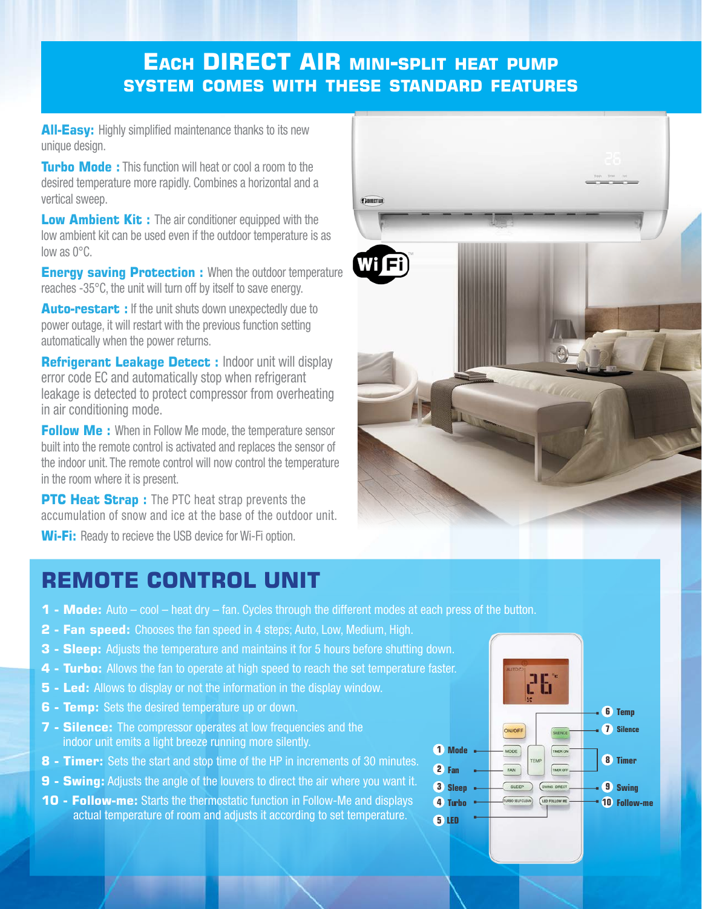# Each DIRECT AIR mini-split heat pump system comes with these standard features

**All-Easy:** Highly simplified maintenance thanks to its new unique design.

**Turbo Mode :** This function will heat or cool a room to the desired temperature more rapidly. Combines a horizontal and a vertical sweep.

**Low Ambient Kit :** The air conditioner equipped with the low ambient kit can be used even if the outdoor temperature is as low as 0°C.

**Energy saving Protection :** When the outdoor temperature reaches -35°C, the unit will turn off by itself to save energy.

**Auto-restart :** If the unit shuts down unexpectedly due to power outage, it will restart with the previous function setting automatically when the power returns.

**Refrigerant Leakage Detect :** Indoor unit will display error code EC and automatically stop when refrigerant leakage is detected to protect compressor from overheating in air conditioning mode.

**Follow Me :** When in Follow Me mode, the temperature sensor built into the remote control is activated and replaces the sensor of the indoor unit. The remote control will now control the temperature in the room where it is present.

**PTC Heat Strap :** The PTC heat strap prevents the accumulation of snow and ice at the base of the outdoor unit.

**Wi-Fi:** Ready to recieve the USB device for Wi-Fi option.

## REMOTE CONTROL UNIT

1 - **Mode:** Auto – cool – heat dry – fan. Cycles through the different modes at each press of the button.

2 - **Fan speed:** Chooses the fan speed in 4 steps; Auto, Low, Medium, High.

3 - **Sleep:** Adjusts the temperature and maintains it for 5 hours before shutting down.

4 - **Turbo:** Allows the fan to operate at high speed to reach the set temperature faster.

5 - **Led:** Allows to display or not the information in the display window.

6 - **Temp:** Sets the desired temperature up or down.

7 - **Silence:** The compressor operates at low frequencies and the indoor unit emits a light breeze running more silently.

8 - **Timer:** Sets the start and stop time of the HP in increments of 30 minutes.

9 - **Swing:** Adjusts the angle of the louvers to direct the air where you want it.

10 - **Follow-me:** Starts the thermostatic function in Follow-Me and displays actual temperature of room and adjusts it according to set temperature.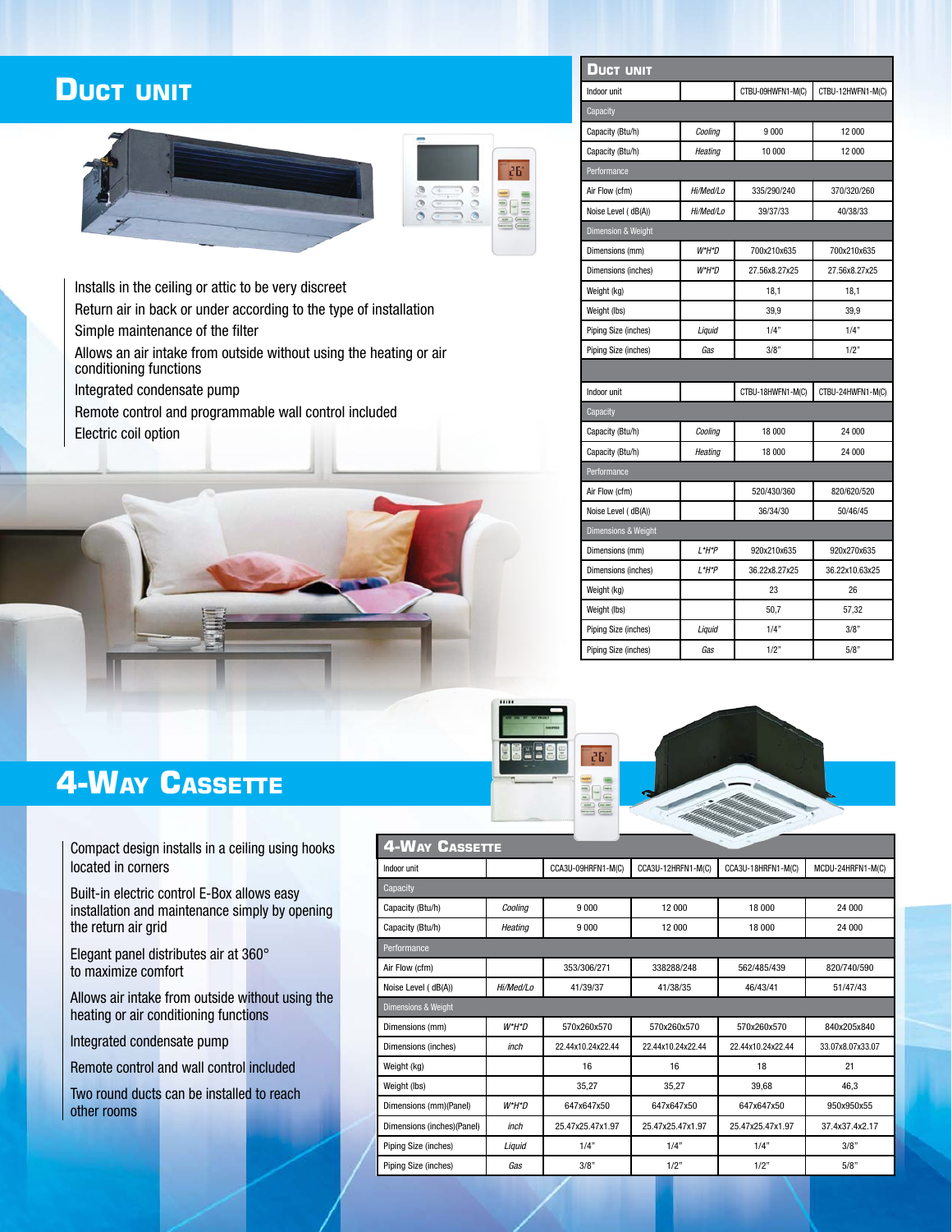# Duct unit

- Installs in the ceiling or attic to be very discreet
- Return air in back or under according to the type of installation
- Simple maintenance of the filter
- Allows an air intake from outside without using the heating or air conditioning functions
- Integrated condensate pump
- Remote control and programmable wall control included
- Electric coil option

| Duct unit | | | |
|---|---|---|---|
| Indoor unit | | CTBU-09HWFN1-M(C) | CTBU-12HWFN1-M(C) |
| Capacity | | | |
| Capacity (Btu/h) | *Cooling* | 9 000 | 12 000 |
| Capacity (Btu/h) | *Heating* | 10 000 | 12 000 |
| Performance | | | |
| Air Flow (cfm) | *Hi/Med/Lo* | 335/290/240 | 370/320/260 |
| Noise Level ( dB(A)) | *Hi/Med/Lo* | 39/37/33 | 40/38/33 |
| Dimension & Weight | | | |
| Dimensions (mm) | *W*H*D* | 700x210x635 | 700x210x635 |
| Dimensions (inches) | *W*H*D* | 27.56x8.27x25 | 27.56x8.27x25 |
| Weight (kg) | | 18,1 | 18,1 |
| Weight (lbs) | | 39,9 | 39,9 |
| Piping Size (inches) | *Liquid* | 1/4" | 1/4" |
| Piping Size (inches) | *Gas* | 3/8" | 1/2" |
| | | | |
| Indoor unit | | CTBU-18HWFN1-M(C) | CTBU-24HWFN1-M(C) |
| Capacity | | | |
| Capacity (Btu/h) | *Cooling* | 18 000 | 24 000 |
| Capacity (Btu/h) | *Heating* | 18 000 | 24 000 |
| Performance | | | |
| Air Flow (cfm) | | 520/430/360 | 820/620/520 |
| Noise Level ( dB(A)) | | 36/34/30 | 50/46/45 |
| Dimensions & Weight | | | |
| Dimensions (mm) | *L*H*P* | 920x210x635 | 920x270x635 |
| Dimensions (inches) | *L*H*P* | 36.22x8.27x25 | 36.22x10.63x25 |
| Weight (kg) | | 23 | 26 |
| Weight (lbs) | | 50,7 | 57,32 |
| Piping Size (inches) | *Liquid* | 1/4" | 3/8" |
| Piping Size (inches) | *Gas* | 1/2" | 5/8" |

# 4-Way Cassette

- Compact design installs in a ceiling using hooks located in corners
- Built-in electric control E-Box allows easy installation and maintenance simply by opening the return air grid
- Elegant panel distributes air at 360° to maximize comfort
- Allows air intake from outside without using the heating or air conditioning functions
- Integrated condensate pump
- Remote control and wall control included
- Two round ducts can be installed to reach other rooms

| 4-Way Cassette | | | | | |
|---|---|---|---|---|---|
| Indoor unit | | CCA3U-09HRFN1-M(C) | CCA3U-12HRFN1-M(C) | CCA3U-18HRFN1-M(C) | MCDU-24HRFN1-M(C) |
| Capacity | | | | | |
| Capacity (Btu/h) | *Cooling* | 9 000 | 12 000 | 18 000 | 24 000 |
| Capacity (Btu/h) | *Heating* | 9 000 | 12 000 | 18 000 | 24 000 |
| Performance | | | | | |
| Air Flow (cfm) | | 353/306/271 | 338288/248 | 562/485/439 | 820/740/590 |
| Noise Level ( dB(A)) | *Hi/Med/Lo* | 41/39/37 | 41/38/35 | 46/43/41 | 51/47/43 |
| Dimensions & Weight | | | | | |
| Dimensions (mm) | *W*H*D* | 570x260x570 | 570x260x570 | 570x260x570 | 840x205x840 |
| Dimensions (inches) | *inch* | 22.44x10.24x22.44 | 22.44x10.24x22.44 | 22.44x10.24x22.44 | 33.07x8.07x33.07 |
| Weight (kg) | | 16 | 16 | 18 | 21 |
| Weight (lbs) | | 35,27 | 35,27 | 39,68 | 46,3 |
| Dimensions (mm)(Panel) | *W*H*D* | 647x647x50 | 647x647x50 | 647x647x50 | 950x950x55 |
| Dimensions (inches)(Panel) | *inch* | 25.47x25.47x1.97 | 25.47x25.47x1.97 | 25.47x25.47x1.97 | 37.4x37.4x2.17 |
| Piping Size (inches) | *Liquid* | 1/4" | 1/4" | 1/4" | 3/8" |
| Piping Size (inches) | *Gas* | 3/8" | 1/2" | 1/2" | 5/8" |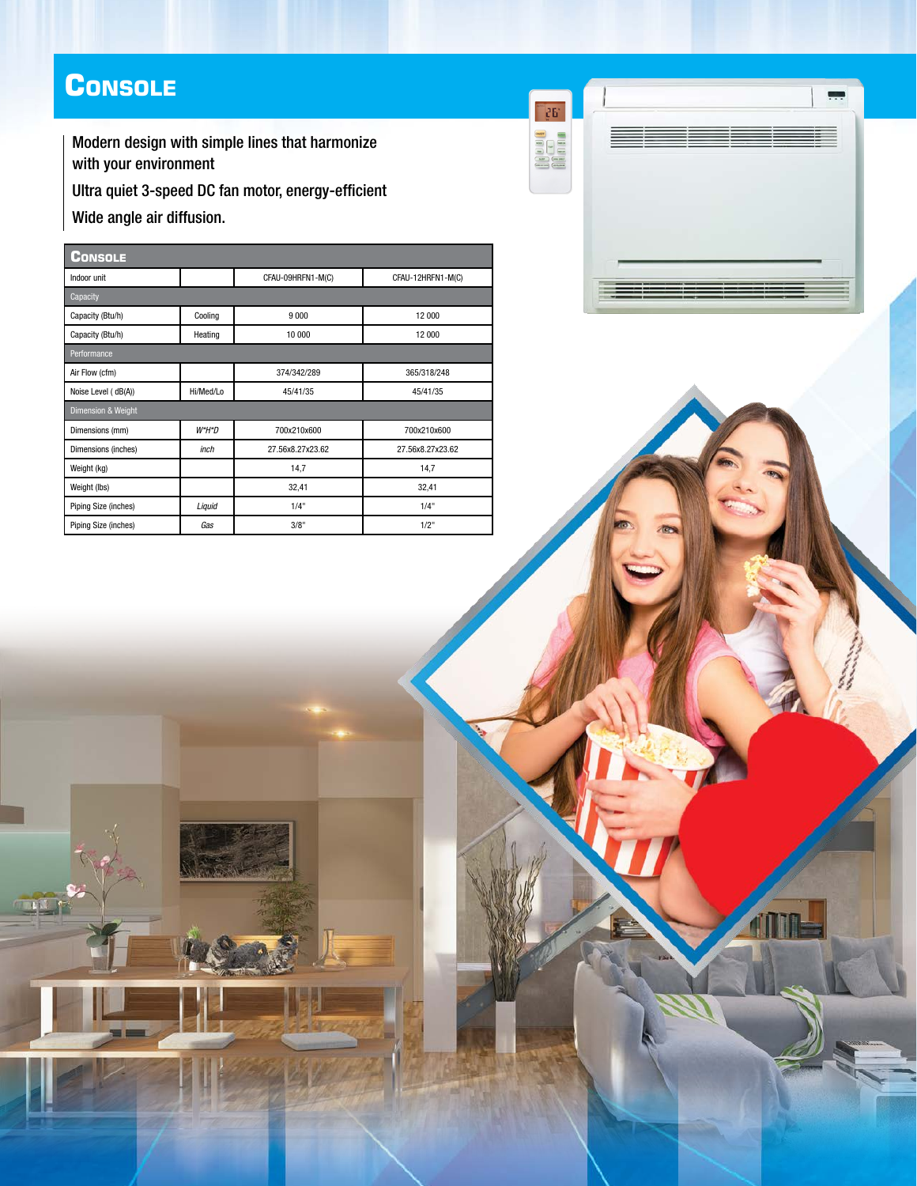# Console

Modern design with simple lines that harmonize with your environment

Ultra quiet 3-speed DC fan motor, energy-efficient

Wide angle air diffusion.

| Console | | | |
|---|---|---|---|
| Indoor unit | | CFAU-09HRFN1-M(C) | CFAU-12HRFN1-M(C) |
| Capacity | | | |
| Capacity (Btu/h) | Cooling | 9 000 | 12 000 |
| Capacity (Btu/h) | Heating | 10 000 | 12 000 |
| Performance | | | |
| Air Flow (cfm) | | 374/342/289 | 365/318/248 |
| Noise Level ( dB(A)) | Hi/Med/Lo | 45/41/35 | 45/41/35 |
| Dimension & Weight | | | |
| Dimensions (mm) | *W*H*D* | 700x210x600 | 700x210x600 |
| Dimensions (inches) | *inch* | 27.56x8.27x23.62 | 27.56x8.27x23.62 |
| Weight (kg) | | 14,7 | 14,7 |
| Weight (lbs) | | 32,41 | 32,41 |
| Piping Size (inches) | *Liquid* | 1/4" | 1/4" |
| Piping Size (inches) | *Gas* | 3/8" | 1/2" |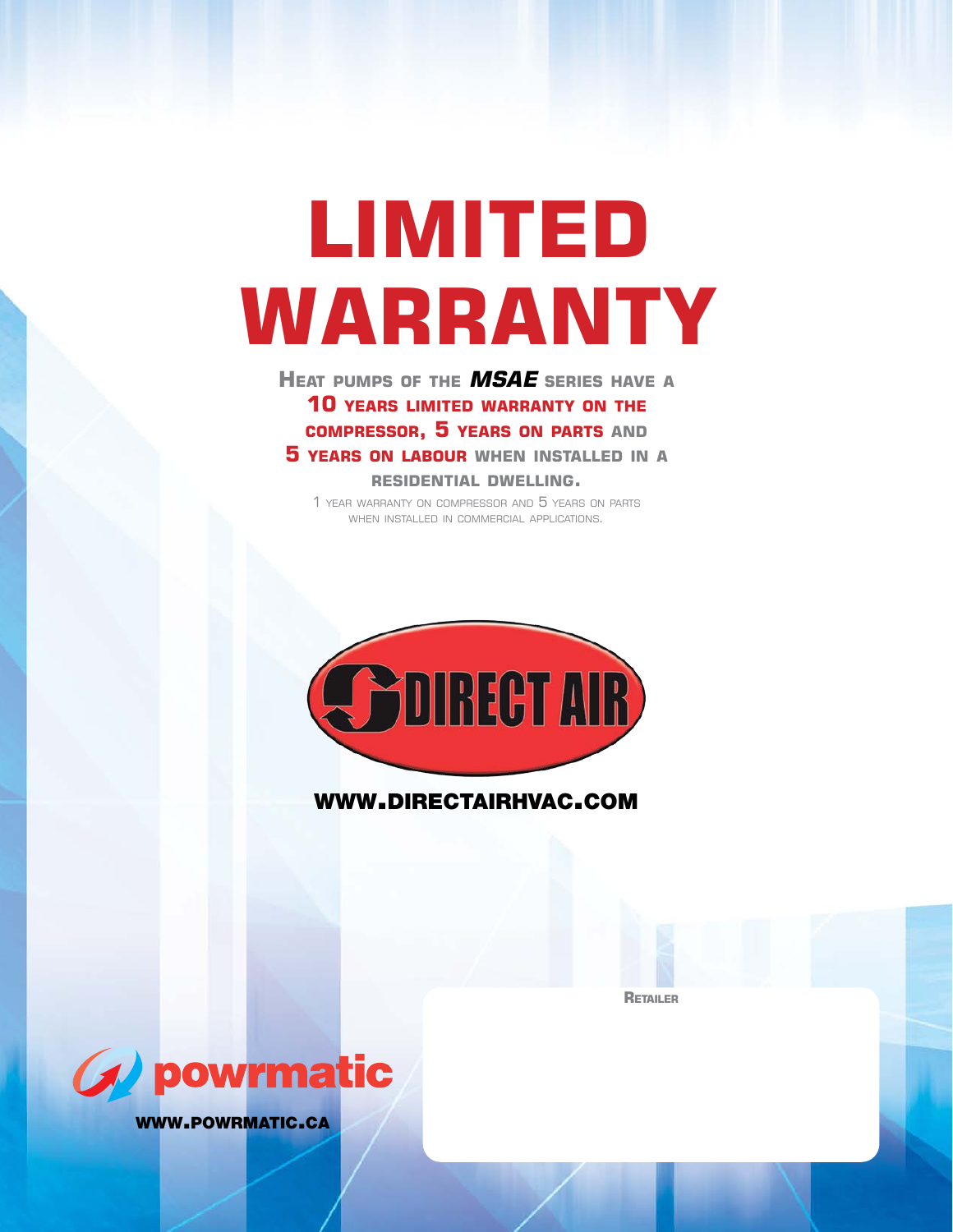# LIMITED WARRANTY

**Heat pumps of the *MSAE* series have a 10 years limited warranty on the compressor, 5 years on parts and 5 years on labour when installed in a residential dwelling.**

1 year warranty on compressor and 5 years on parts when installed in commercial applications.

DIRECT AIR

**WWW.DIRECTAIRHVAC.COM**

Retailer

powrmatic

**WWW.POWRMATIC.CA**